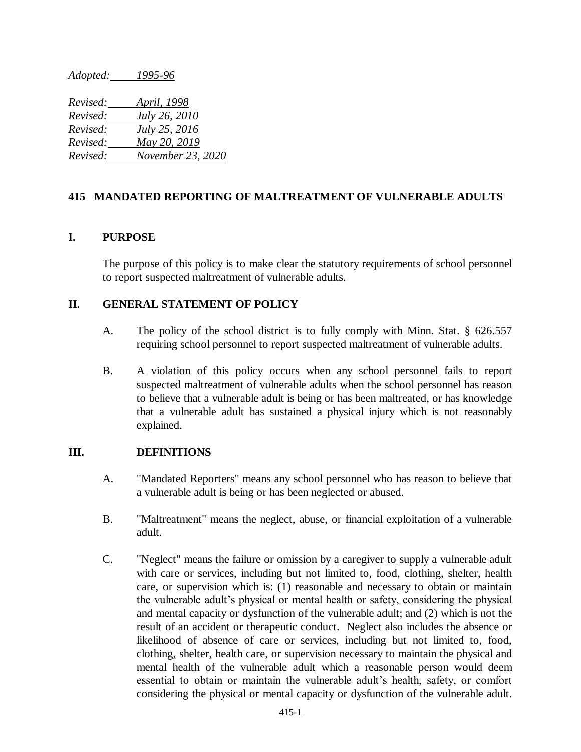*Adopted: 1995-96*

*Revised: April, 1998*
*Revised: July 26, 2010*
*Revised: July 25, 2016*
*Revised: May 20, 2019*
*Revised: November 23, 2020*

## 415 MANDATED REPORTING OF MALTREATMENT OF VULNERABLE ADULTS

### I. PURPOSE

The purpose of this policy is to make clear the statutory requirements of school personnel to report suspected maltreatment of vulnerable adults.

### II. GENERAL STATEMENT OF POLICY

A. The policy of the school district is to fully comply with Minn. Stat. § 626.557 requiring school personnel to report suspected maltreatment of vulnerable adults.

B. A violation of this policy occurs when any school personnel fails to report suspected maltreatment of vulnerable adults when the school personnel has reason to believe that a vulnerable adult is being or has been maltreated, or has knowledge that a vulnerable adult has sustained a physical injury which is not reasonably explained.

### III. DEFINITIONS

A. "Mandated Reporters" means any school personnel who has reason to believe that a vulnerable adult is being or has been neglected or abused.

B. "Maltreatment" means the neglect, abuse, or financial exploitation of a vulnerable adult.

C. "Neglect" means the failure or omission by a caregiver to supply a vulnerable adult with care or services, including but not limited to, food, clothing, shelter, health care, or supervision which is: (1) reasonable and necessary to obtain or maintain the vulnerable adult's physical or mental health or safety, considering the physical and mental capacity or dysfunction of the vulnerable adult; and (2) which is not the result of an accident or therapeutic conduct. Neglect also includes the absence or likelihood of absence of care or services, including but not limited to, food, clothing, shelter, health care, or supervision necessary to maintain the physical and mental health of the vulnerable adult which a reasonable person would deem essential to obtain or maintain the vulnerable adult's health, safety, or comfort considering the physical or mental capacity or dysfunction of the vulnerable adult.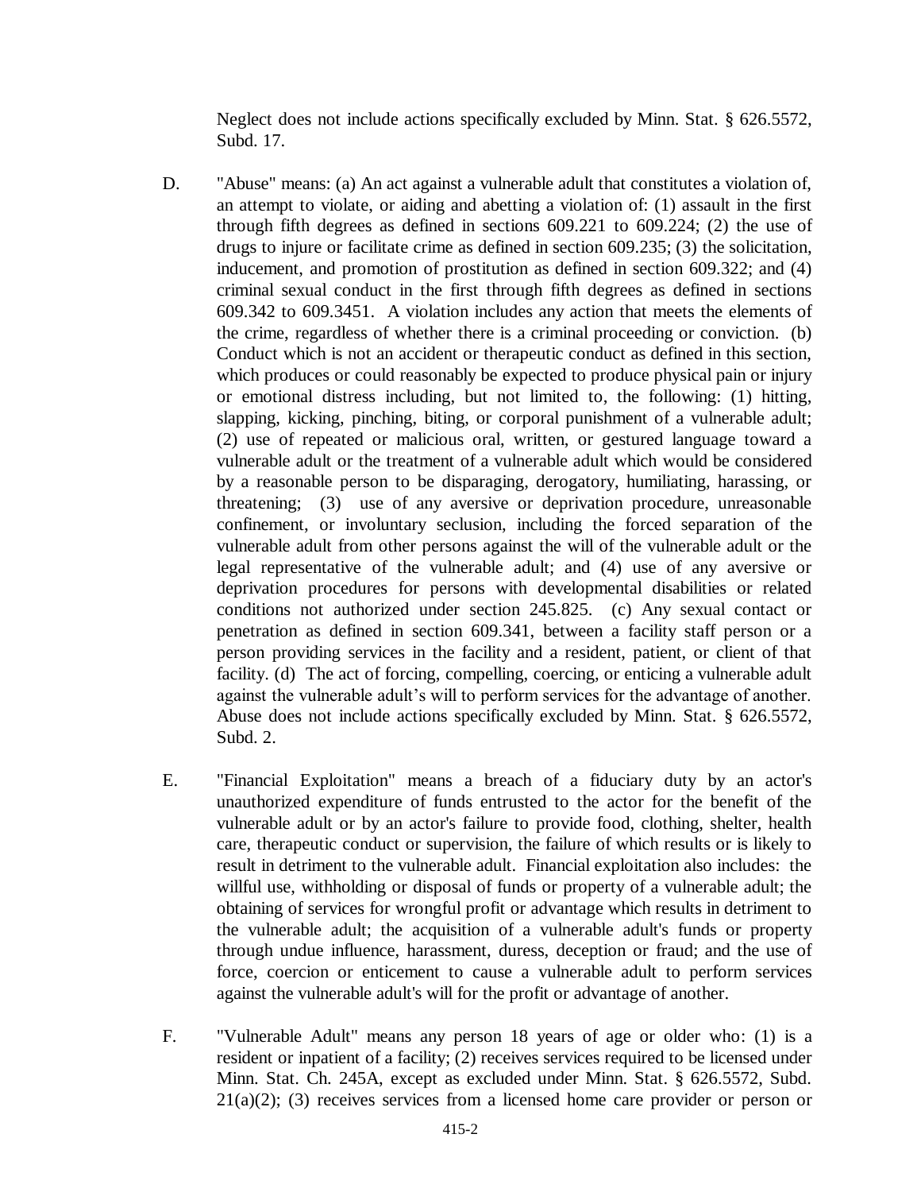Neglect does not include actions specifically excluded by Minn. Stat. § 626.5572, Subd. 17.

D. "Abuse" means: (a) An act against a vulnerable adult that constitutes a violation of, an attempt to violate, or aiding and abetting a violation of: (1) assault in the first through fifth degrees as defined in sections 609.221 to 609.224; (2) the use of drugs to injure or facilitate crime as defined in section 609.235; (3) the solicitation, inducement, and promotion of prostitution as defined in section 609.322; and (4) criminal sexual conduct in the first through fifth degrees as defined in sections 609.342 to 609.3451. A violation includes any action that meets the elements of the crime, regardless of whether there is a criminal proceeding or conviction. (b) Conduct which is not an accident or therapeutic conduct as defined in this section, which produces or could reasonably be expected to produce physical pain or injury or emotional distress including, but not limited to, the following: (1) hitting, slapping, kicking, pinching, biting, or corporal punishment of a vulnerable adult; (2) use of repeated or malicious oral, written, or gestured language toward a vulnerable adult or the treatment of a vulnerable adult which would be considered by a reasonable person to be disparaging, derogatory, humiliating, harassing, or threatening; (3) use of any aversive or deprivation procedure, unreasonable confinement, or involuntary seclusion, including the forced separation of the vulnerable adult from other persons against the will of the vulnerable adult or the legal representative of the vulnerable adult; and (4) use of any aversive or deprivation procedures for persons with developmental disabilities or related conditions not authorized under section 245.825. (c) Any sexual contact or penetration as defined in section 609.341, between a facility staff person or a person providing services in the facility and a resident, patient, or client of that facility. (d) The act of forcing, compelling, coercing, or enticing a vulnerable adult against the vulnerable adult's will to perform services for the advantage of another. Abuse does not include actions specifically excluded by Minn. Stat. § 626.5572, Subd. 2.

E. "Financial Exploitation" means a breach of a fiduciary duty by an actor's unauthorized expenditure of funds entrusted to the actor for the benefit of the vulnerable adult or by an actor's failure to provide food, clothing, shelter, health care, therapeutic conduct or supervision, the failure of which results or is likely to result in detriment to the vulnerable adult. Financial exploitation also includes: the willful use, withholding or disposal of funds or property of a vulnerable adult; the obtaining of services for wrongful profit or advantage which results in detriment to the vulnerable adult; the acquisition of a vulnerable adult's funds or property through undue influence, harassment, duress, deception or fraud; and the use of force, coercion or enticement to cause a vulnerable adult to perform services against the vulnerable adult's will for the profit or advantage of another.

F. "Vulnerable Adult" means any person 18 years of age or older who: (1) is a resident or inpatient of a facility; (2) receives services required to be licensed under Minn. Stat. Ch. 245A, except as excluded under Minn. Stat. § 626.5572, Subd. 21(a)(2); (3) receives services from a licensed home care provider or person or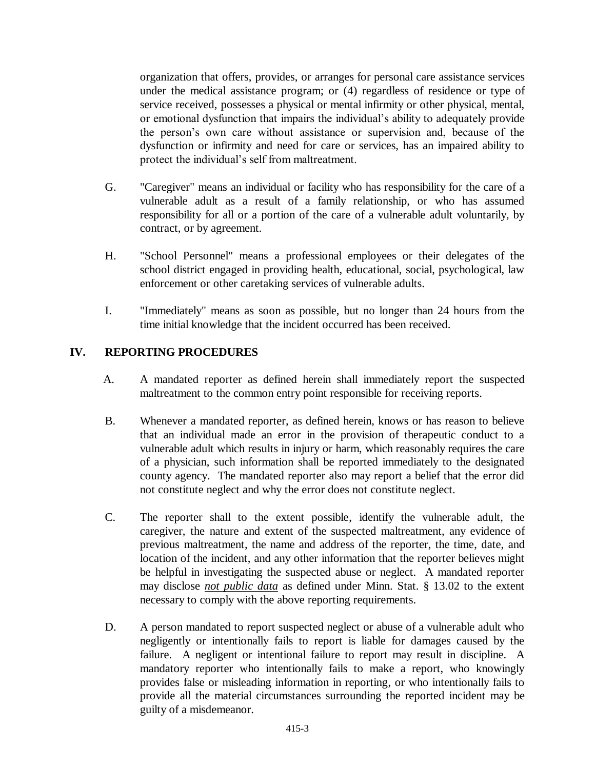organization that offers, provides, or arranges for personal care assistance services under the medical assistance program; or (4) regardless of residence or type of service received, possesses a physical or mental infirmity or other physical, mental, or emotional dysfunction that impairs the individual's ability to adequately provide the person's own care without assistance or supervision and, because of the dysfunction or infirmity and need for care or services, has an impaired ability to protect the individual's self from maltreatment.

G. "Caregiver" means an individual or facility who has responsibility for the care of a vulnerable adult as a result of a family relationship, or who has assumed responsibility for all or a portion of the care of a vulnerable adult voluntarily, by contract, or by agreement.

H. "School Personnel" means a professional employees or their delegates of the school district engaged in providing health, educational, social, psychological, law enforcement or other caretaking services of vulnerable adults.

I. "Immediately" means as soon as possible, but no longer than 24 hours from the time initial knowledge that the incident occurred has been received.

## IV. REPORTING PROCEDURES

A. A mandated reporter as defined herein shall immediately report the suspected maltreatment to the common entry point responsible for receiving reports.

B. Whenever a mandated reporter, as defined herein, knows or has reason to believe that an individual made an error in the provision of therapeutic conduct to a vulnerable adult which results in injury or harm, which reasonably requires the care of a physician, such information shall be reported immediately to the designated county agency. The mandated reporter also may report a belief that the error did not constitute neglect and why the error does not constitute neglect.

C. The reporter shall to the extent possible, identify the vulnerable adult, the caregiver, the nature and extent of the suspected maltreatment, any evidence of previous maltreatment, the name and address of the reporter, the time, date, and location of the incident, and any other information that the reporter believes might be helpful in investigating the suspected abuse or neglect. A mandated reporter may disclose ***not public data*** as defined under Minn. Stat. § 13.02 to the extent necessary to comply with the above reporting requirements.

D. A person mandated to report suspected neglect or abuse of a vulnerable adult who negligently or intentionally fails to report is liable for damages caused by the failure. A negligent or intentional failure to report may result in discipline. A mandatory reporter who intentionally fails to make a report, who knowingly provides false or misleading information in reporting, or who intentionally fails to provide all the material circumstances surrounding the reported incident may be guilty of a misdemeanor.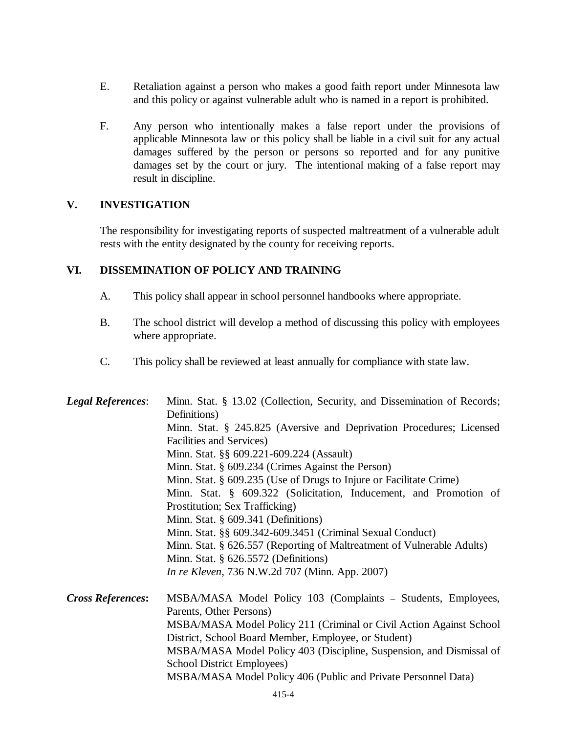E. Retaliation against a person who makes a good faith report under Minnesota law and this policy or against vulnerable adult who is named in a report is prohibited.

F. Any person who intentionally makes a false report under the provisions of applicable Minnesota law or this policy shall be liable in a civil suit for any actual damages suffered by the person or persons so reported and for any punitive damages set by the court or jury. The intentional making of a false report may result in discipline.

## V. INVESTIGATION

The responsibility for investigating reports of suspected maltreatment of a vulnerable adult rests with the entity designated by the county for receiving reports.

## VI. DISSEMINATION OF POLICY AND TRAINING

A. This policy shall appear in school personnel handbooks where appropriate.

B. The school district will develop a method of discussing this policy with employees where appropriate.

C. This policy shall be reviewed at least annually for compliance with state law.

***Legal References***:
Minn. Stat. § 13.02 (Collection, Security, and Dissemination of Records; Definitions)
Minn. Stat. § 245.825 (Aversive and Deprivation Procedures; Licensed Facilities and Services)
Minn. Stat. §§ 609.221-609.224 (Assault)
Minn. Stat. § 609.234 (Crimes Against the Person)
Minn. Stat. § 609.235 (Use of Drugs to Injure or Facilitate Crime)
Minn. Stat. § 609.322 (Solicitation, Inducement, and Promotion of Prostitution; Sex Trafficking)
Minn. Stat. § 609.341 (Definitions)
Minn. Stat. §§ 609.342-609.3451 (Criminal Sexual Conduct)
Minn. Stat. § 626.557 (Reporting of Maltreatment of Vulnerable Adults)
Minn. Stat. § 626.5572 (Definitions)
*In re Kleven*, 736 N.W.2d 707 (Minn. App. 2007)

***Cross References*:**
MSBA/MASA Model Policy 103 (Complaints – Students, Employees, Parents, Other Persons)
MSBA/MASA Model Policy 211 (Criminal or Civil Action Against School District, School Board Member, Employee, or Student)
MSBA/MASA Model Policy 403 (Discipline, Suspension, and Dismissal of School District Employees)
MSBA/MASA Model Policy 406 (Public and Private Personnel Data)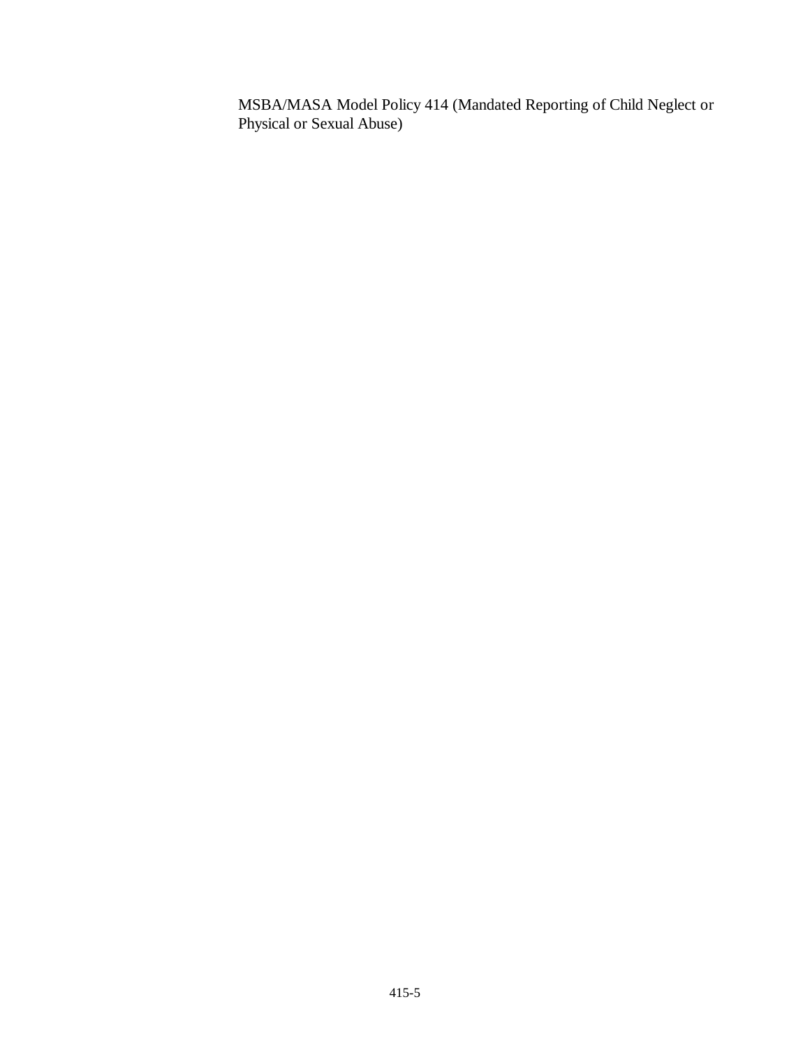MSBA/MASA Model Policy 414 (Mandated Reporting of Child Neglect or Physical or Sexual Abuse)